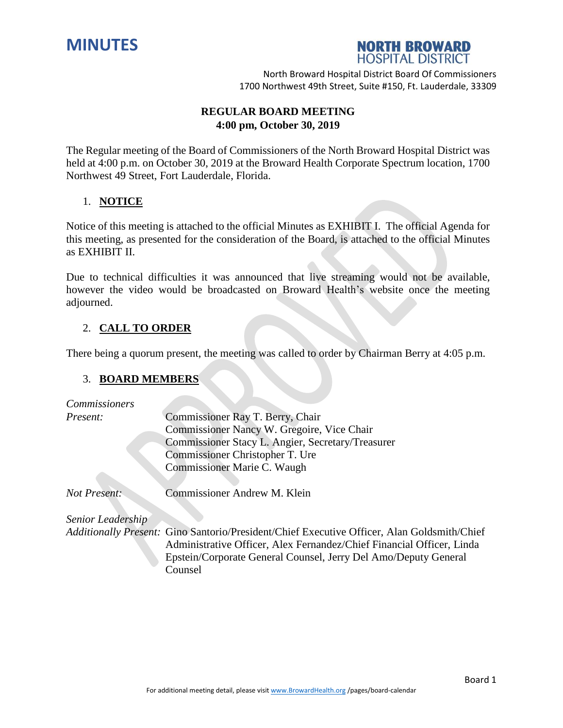# MINUTES

**NORTH BROWARD HOSPITAL DISTRICT**

North Broward Hospital District Board Of Commissioners
1700 Northwest 49th Street, Suite #150, Ft. Lauderdale, 33309

**REGULAR BOARD MEETING**
**4:00 pm, October 30, 2019**

The Regular meeting of the Board of Commissioners of the North Broward Hospital District was held at 4:00 p.m. on October 30, 2019 at the Broward Health Corporate Spectrum location, 1700 Northwest 49 Street, Fort Lauderdale, Florida.

1. **NOTICE**

Notice of this meeting is attached to the official Minutes as EXHIBIT I. The official Agenda for this meeting, as presented for the consideration of the Board, is attached to the official Minutes as EXHIBIT II.

Due to technical difficulties it was announced that live streaming would not be available, however the video would be broadcasted on Broward Health's website once the meeting adjourned.

2. **CALL TO ORDER**

There being a quorum present, the meeting was called to order by Chairman Berry at 4:05 p.m.

3. **BOARD MEMBERS**

*Commissioners Present:*
Commissioner Ray T. Berry, Chair
Commissioner Nancy W. Gregoire, Vice Chair
Commissioner Stacy L. Angier, Secretary/Treasurer
Commissioner Christopher T. Ure
Commissioner Marie C. Waugh

*Not Present:*
Commissioner Andrew M. Klein

*Senior Leadership Additionally Present:*
Gino Santorio/President/Chief Executive Officer, Alan Goldsmith/Chief Administrative Officer, Alex Fernandez/Chief Financial Officer, Linda Epstein/Corporate General Counsel, Jerry Del Amo/Deputy General Counsel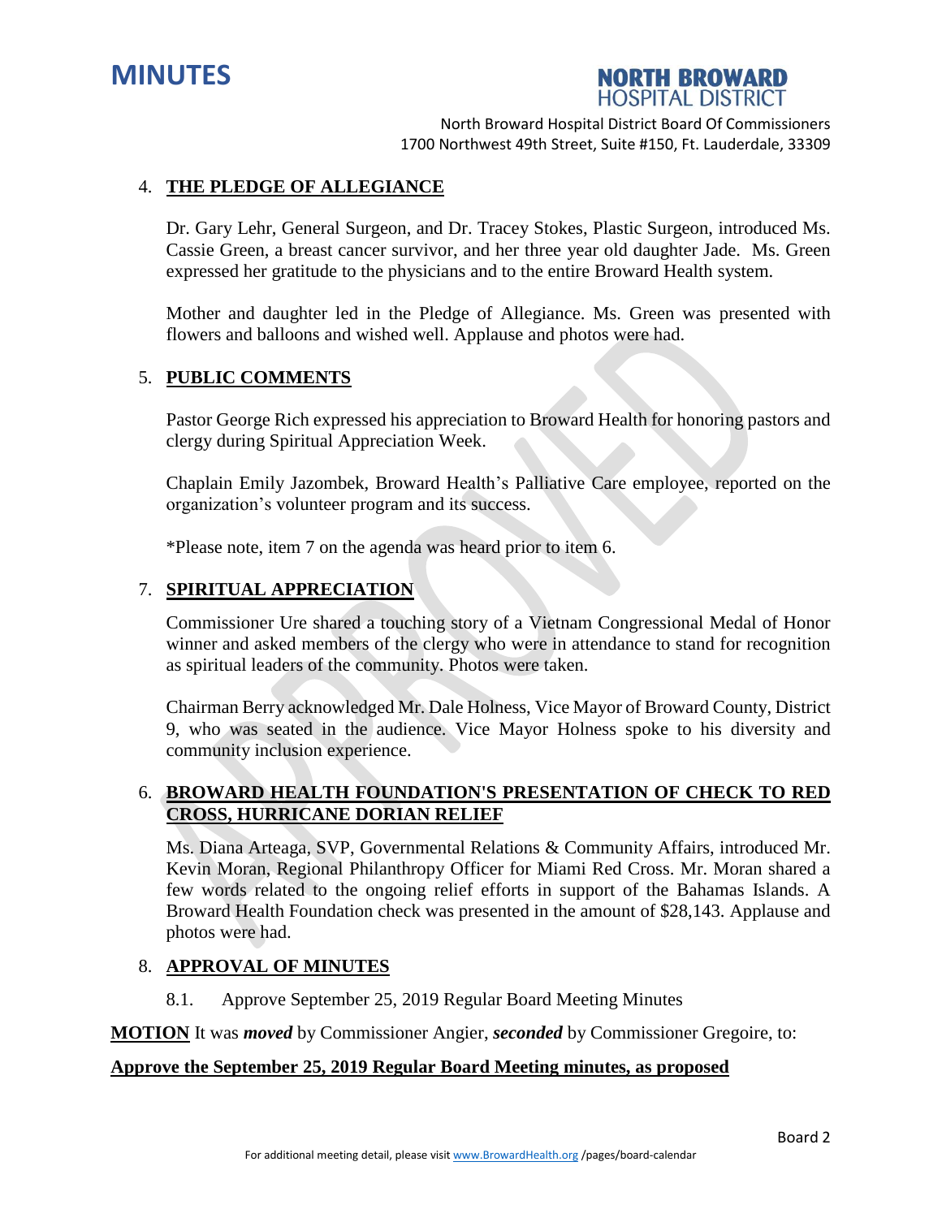## 4. THE PLEDGE OF ALLEGIANCE

Dr. Gary Lehr, General Surgeon, and Dr. Tracey Stokes, Plastic Surgeon, introduced Ms. Cassie Green, a breast cancer survivor, and her three year old daughter Jade. Ms. Green expressed her gratitude to the physicians and to the entire Broward Health system.

Mother and daughter led in the Pledge of Allegiance. Ms. Green was presented with flowers and balloons and wished well. Applause and photos were had.

## 5. PUBLIC COMMENTS

Pastor George Rich expressed his appreciation to Broward Health for honoring pastors and clergy during Spiritual Appreciation Week.

Chaplain Emily Jazombek, Broward Health's Palliative Care employee, reported on the organization's volunteer program and its success.

*Please note, item 7 on the agenda was heard prior to item 6.

## 7. SPIRITUAL APPRECIATION

Commissioner Ure shared a touching story of a Vietnam Congressional Medal of Honor winner and asked members of the clergy who were in attendance to stand for recognition as spiritual leaders of the community. Photos were taken.

Chairman Berry acknowledged Mr. Dale Holness, Vice Mayor of Broward County, District 9, who was seated in the audience. Vice Mayor Holness spoke to his diversity and community inclusion experience.

## 6. BROWARD HEALTH FOUNDATION'S PRESENTATION OF CHECK TO RED CROSS, HURRICANE DORIAN RELIEF

Ms. Diana Arteaga, SVP, Governmental Relations & Community Affairs, introduced Mr. Kevin Moran, Regional Philanthropy Officer for Miami Red Cross. Mr. Moran shared a few words related to the ongoing relief efforts in support of the Bahamas Islands. A Broward Health Foundation check was presented in the amount of $28,143. Applause and photos were had.

## 8. APPROVAL OF MINUTES

8.1. Approve September 25, 2019 Regular Board Meeting Minutes

**MOTION** It was ***moved*** by Commissioner Angier, ***seconded*** by Commissioner Gregoire, to:

**Approve the September 25, 2019 Regular Board Meeting minutes, as proposed**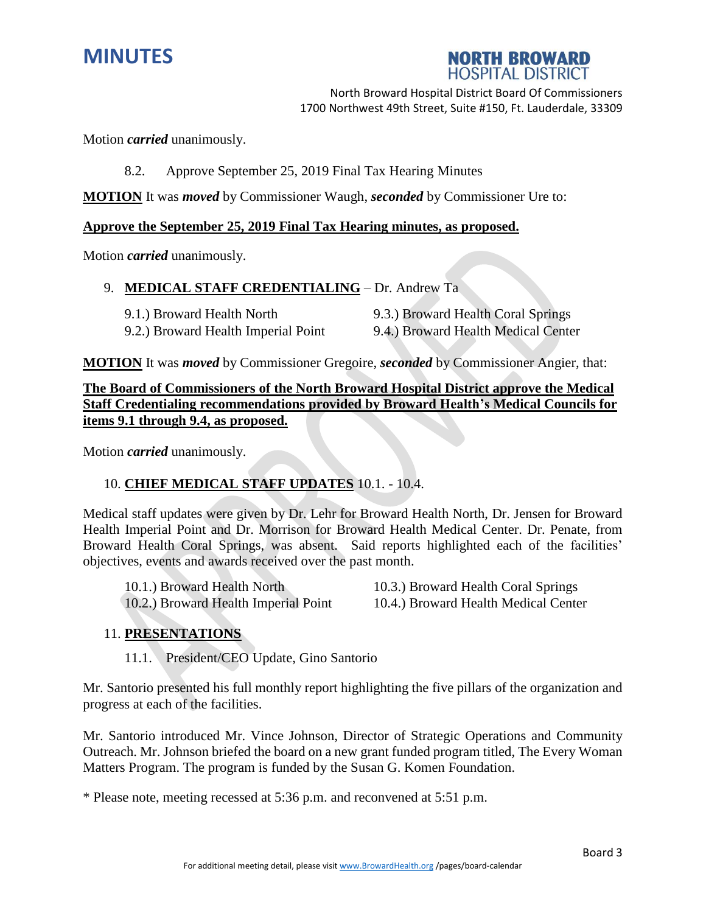Motion ***carried*** unanimously.

8.2. Approve September 25, 2019 Final Tax Hearing Minutes

**MOTION** It was ***moved*** by Commissioner Waugh, ***seconded*** by Commissioner Ure to:

**Approve the September 25, 2019 Final Tax Hearing minutes, as proposed.**

Motion ***carried*** unanimously.

9. **MEDICAL STAFF CREDENTIALING** – Dr. Andrew Ta

9.1.) Broward Health North
9.2.) Broward Health Imperial Point
9.3.) Broward Health Coral Springs
9.4.) Broward Health Medical Center

**MOTION** It was ***moved*** by Commissioner Gregoire, ***seconded*** by Commissioner Angier, that:

**The Board of Commissioners of the North Broward Hospital District approve the Medical Staff Credentialing recommendations provided by Broward Health's Medical Councils for items 9.1 through 9.4, as proposed.**

Motion ***carried*** unanimously.

10. **CHIEF MEDICAL STAFF UPDATES** 10.1. - 10.4.

Medical staff updates were given by Dr. Lehr for Broward Health North, Dr. Jensen for Broward Health Imperial Point and Dr. Morrison for Broward Health Medical Center. Dr. Penate, from Broward Health Coral Springs, was absent. Said reports highlighted each of the facilities' objectives, events and awards received over the past month.

10.1.) Broward Health North
10.2.) Broward Health Imperial Point
10.3.) Broward Health Coral Springs
10.4.) Broward Health Medical Center

11. **PRESENTATIONS**

11.1. President/CEO Update, Gino Santorio

Mr. Santorio presented his full monthly report highlighting the five pillars of the organization and progress at each of the facilities.

Mr. Santorio introduced Mr. Vince Johnson, Director of Strategic Operations and Community Outreach. Mr. Johnson briefed the board on a new grant funded program titled, The Every Woman Matters Program. The program is funded by the Susan G. Komen Foundation.

\* Please note, meeting recessed at 5:36 p.m. and reconvened at 5:51 p.m.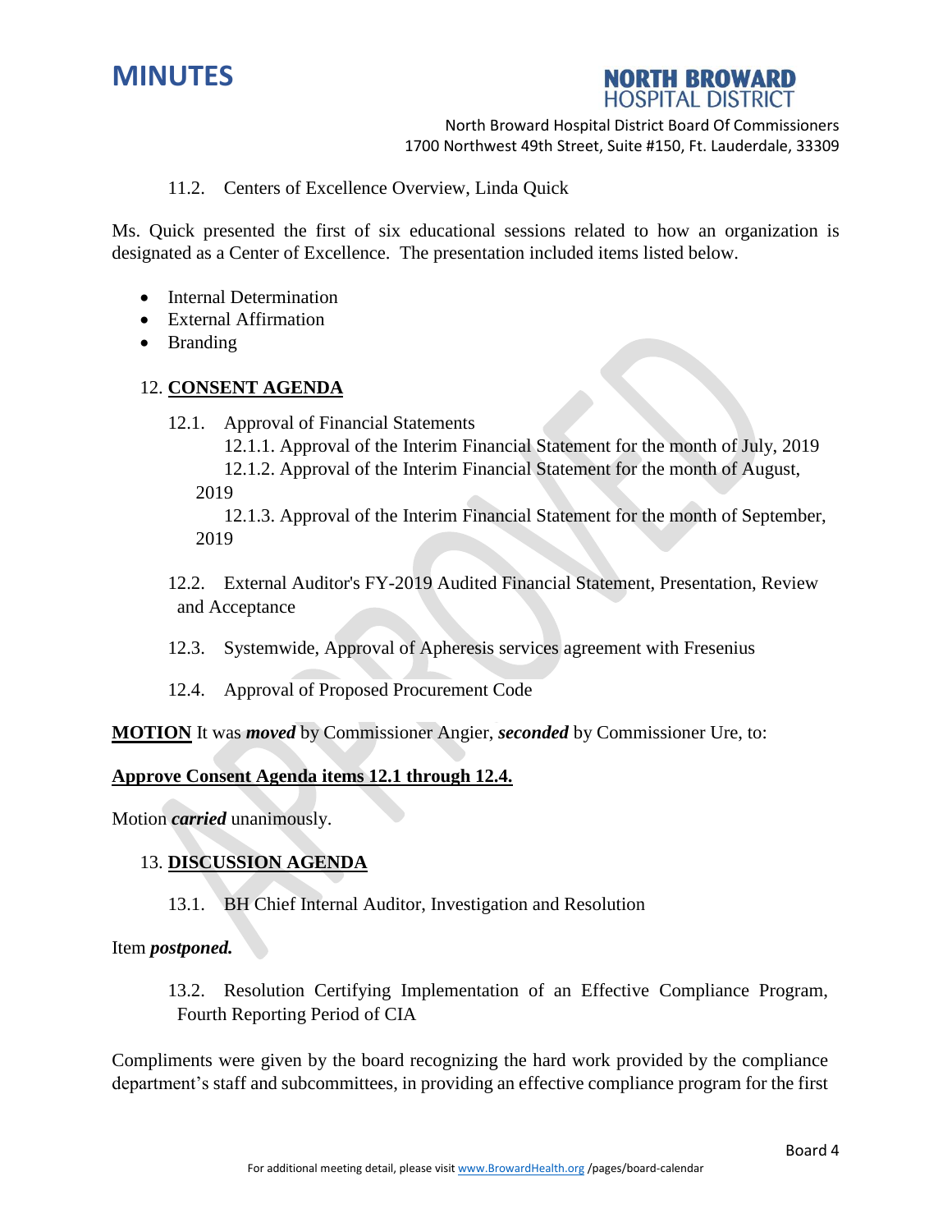11.2. Centers of Excellence Overview, Linda Quick

Ms. Quick presented the first of six educational sessions related to how an organization is designated as a Center of Excellence. The presentation included items listed below.

- Internal Determination
- External Affirmation
- Branding

12. **CONSENT AGENDA**

12.1. Approval of Financial Statements

12.1.1. Approval of the Interim Financial Statement for the month of July, 2019

12.1.2. Approval of the Interim Financial Statement for the month of August, 2019

12.1.3. Approval of the Interim Financial Statement for the month of September, 2019

12.2. External Auditor's FY-2019 Audited Financial Statement, Presentation, Review and Acceptance

12.3. Systemwide, Approval of Apheresis services agreement with Fresenius

12.4. Approval of Proposed Procurement Code

**MOTION** It was ***moved*** by Commissioner Angier, ***seconded*** by Commissioner Ure, to:

**Approve Consent Agenda items 12.1 through 12.4.**

Motion ***carried*** unanimously.

13. **DISCUSSION AGENDA**

13.1. BH Chief Internal Auditor, Investigation and Resolution

Item ***postponed.***

13.2. Resolution Certifying Implementation of an Effective Compliance Program, Fourth Reporting Period of CIA

Compliments were given by the board recognizing the hard work provided by the compliance department's staff and subcommittees, in providing an effective compliance program for the first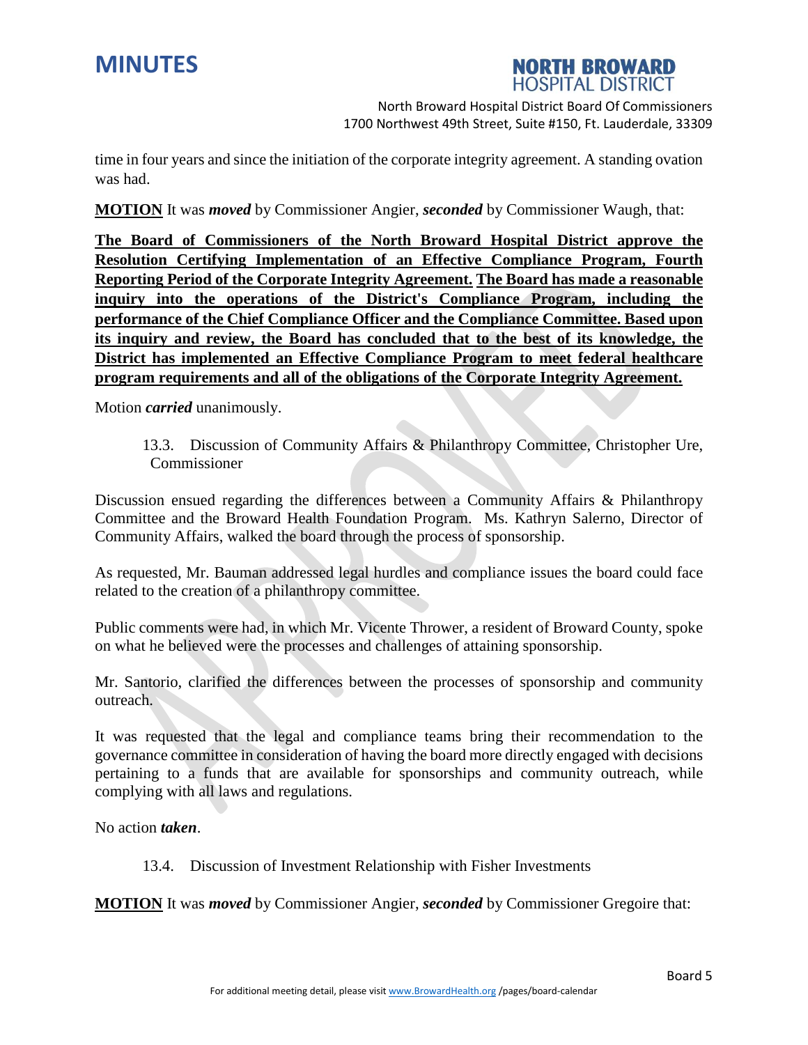time in four years and since the initiation of the corporate integrity agreement. A standing ovation was had.

**MOTION** It was ***moved*** by Commissioner Angier, ***seconded*** by Commissioner Waugh, that:

**The Board of Commissioners of the North Broward Hospital District approve the Resolution Certifying Implementation of an Effective Compliance Program, Fourth Reporting Period of the Corporate Integrity Agreement. The Board has made a reasonable inquiry into the operations of the District's Compliance Program, including the performance of the Chief Compliance Officer and the Compliance Committee. Based upon its inquiry and review, the Board has concluded that to the best of its knowledge, the District has implemented an Effective Compliance Program to meet federal healthcare program requirements and all of the obligations of the Corporate Integrity Agreement.**

Motion ***carried*** unanimously.

13.3. Discussion of Community Affairs & Philanthropy Committee, Christopher Ure, Commissioner

Discussion ensued regarding the differences between a Community Affairs & Philanthropy Committee and the Broward Health Foundation Program. Ms. Kathryn Salerno, Director of Community Affairs, walked the board through the process of sponsorship.

As requested, Mr. Bauman addressed legal hurdles and compliance issues the board could face related to the creation of a philanthropy committee.

Public comments were had, in which Mr. Vicente Thrower, a resident of Broward County, spoke on what he believed were the processes and challenges of attaining sponsorship.

Mr. Santorio, clarified the differences between the processes of sponsorship and community outreach.

It was requested that the legal and compliance teams bring their recommendation to the governance committee in consideration of having the board more directly engaged with decisions pertaining to a funds that are available for sponsorships and community outreach, while complying with all laws and regulations.

No action ***taken***.

13.4. Discussion of Investment Relationship with Fisher Investments

**MOTION** It was ***moved*** by Commissioner Angier, ***seconded*** by Commissioner Gregoire that: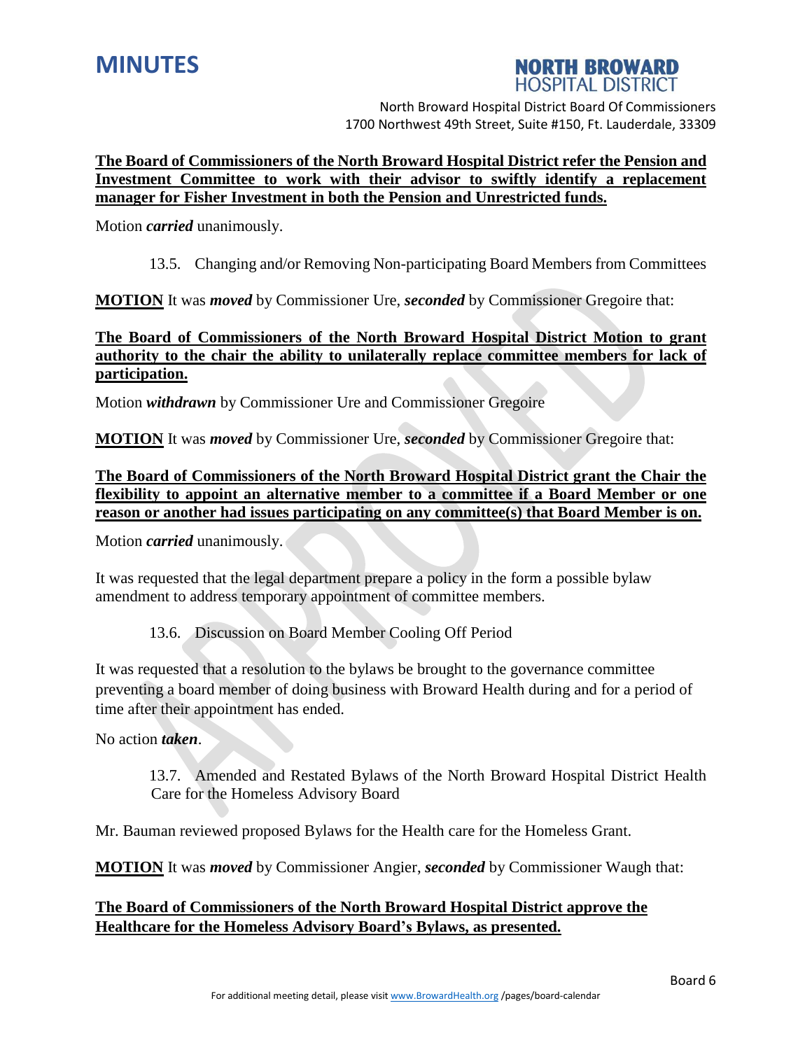**The Board of Commissioners of the North Broward Hospital District refer the Pension and Investment Committee to work with their advisor to swiftly identify a replacement manager for Fisher Investment in both the Pension and Unrestricted funds.**

Motion ***carried*** unanimously.

13.5. Changing and/or Removing Non-participating Board Members from Committees

**MOTION** It was ***moved*** by Commissioner Ure, ***seconded*** by Commissioner Gregoire that:

**The Board of Commissioners of the North Broward Hospital District Motion to grant authority to the chair the ability to unilaterally replace committee members for lack of participation.**

Motion ***withdrawn*** by Commissioner Ure and Commissioner Gregoire

**MOTION** It was ***moved*** by Commissioner Ure, ***seconded*** by Commissioner Gregoire that:

**The Board of Commissioners of the North Broward Hospital District grant the Chair the flexibility to appoint an alternative member to a committee if a Board Member or one reason or another had issues participating on any committee(s) that Board Member is on.**

Motion ***carried*** unanimously.

It was requested that the legal department prepare a policy in the form a possible bylaw amendment to address temporary appointment of committee members.

13.6. Discussion on Board Member Cooling Off Period

It was requested that a resolution to the bylaws be brought to the governance committee preventing a board member of doing business with Broward Health during and for a period of time after their appointment has ended.

No action ***taken***.

13.7. Amended and Restated Bylaws of the North Broward Hospital District Health Care for the Homeless Advisory Board

Mr. Bauman reviewed proposed Bylaws for the Health care for the Homeless Grant.

**MOTION** It was ***moved*** by Commissioner Angier, ***seconded*** by Commissioner Waugh that:

**The Board of Commissioners of the North Broward Hospital District approve the Healthcare for the Homeless Advisory Board's Bylaws, as presented.**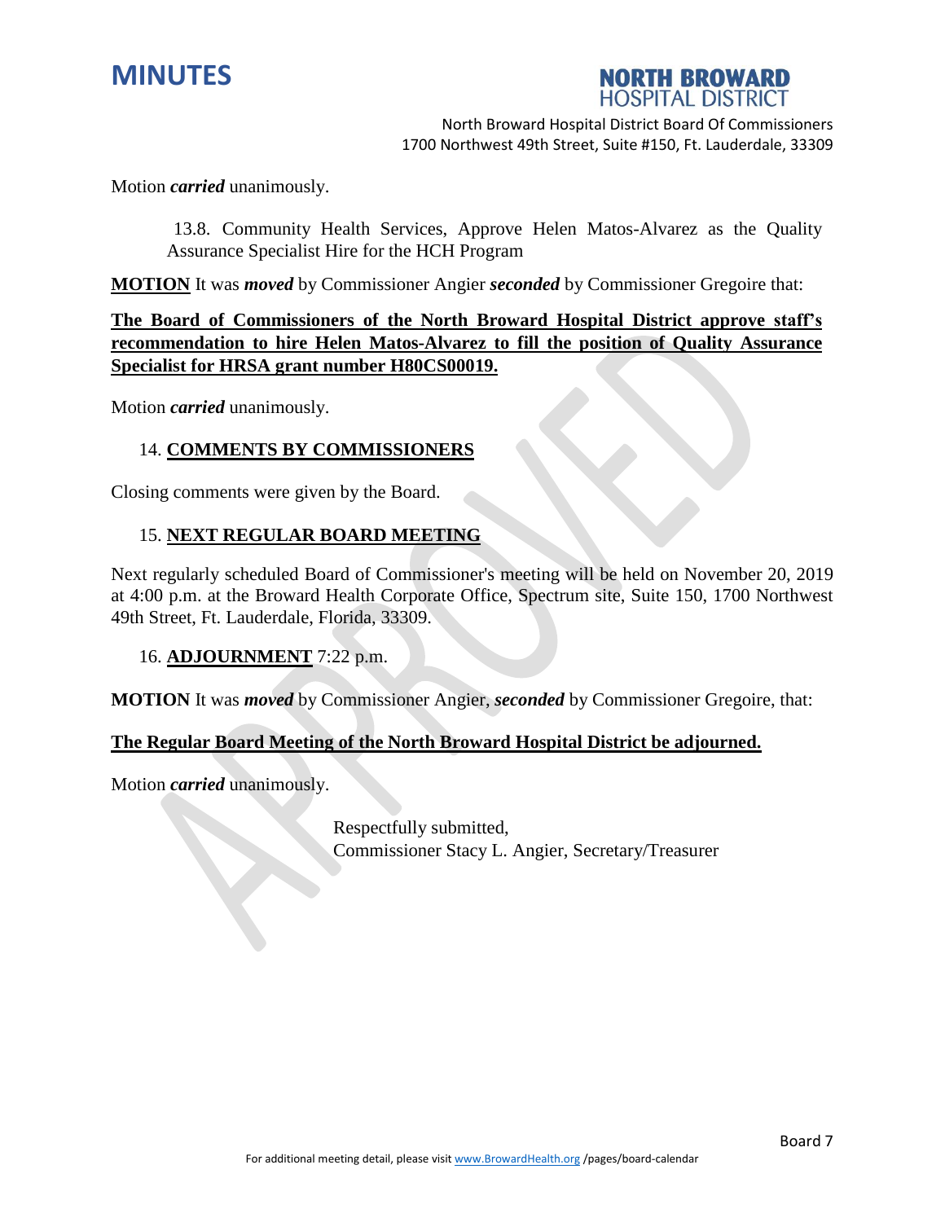Motion ***carried*** unanimously.

13.8. Community Health Services, Approve Helen Matos-Alvarez as the Quality Assurance Specialist Hire for the HCH Program

**MOTION** It was ***moved*** by Commissioner Angier ***seconded*** by Commissioner Gregoire that:

**The Board of Commissioners of the North Broward Hospital District approve staff's recommendation to hire Helen Matos-Alvarez to fill the position of Quality Assurance Specialist for HRSA grant number H80CS00019.**

Motion ***carried*** unanimously.

## 14. COMMENTS BY COMMISSIONERS

Closing comments were given by the Board.

## 15. NEXT REGULAR BOARD MEETING

Next regularly scheduled Board of Commissioner's meeting will be held on November 20, 2019 at 4:00 p.m. at the Broward Health Corporate Office, Spectrum site, Suite 150, 1700 Northwest 49th Street, Ft. Lauderdale, Florida, 33309.

## 16. ADJOURNMENT 7:22 p.m.

**MOTION** It was ***moved*** by Commissioner Angier, ***seconded*** by Commissioner Gregoire, that:

**The Regular Board Meeting of the North Broward Hospital District be adjourned.**

Motion ***carried*** unanimously.

Respectfully submitted,
Commissioner Stacy L. Angier, Secretary/Treasurer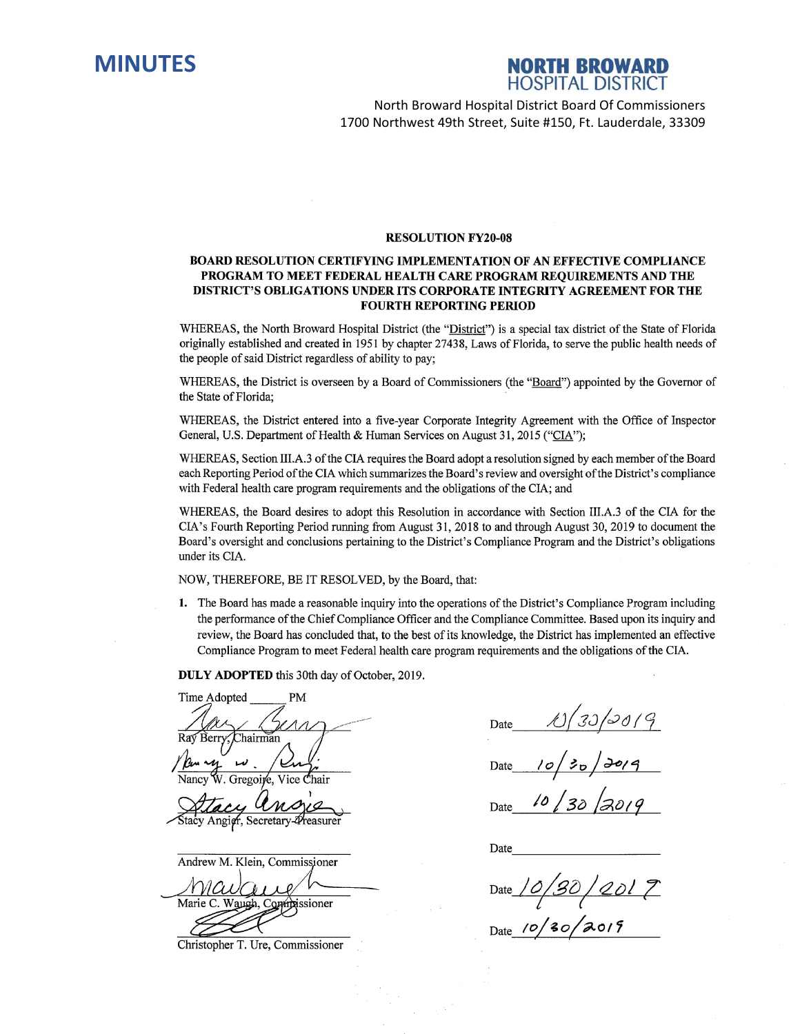# MINUTES

**NORTH BROWARD**
HOSPITAL DISTRICT

North Broward Hospital District Board Of Commissioners
1700 Northwest 49th Street, Suite #150, Ft. Lauderdale, 33309

**RESOLUTION FY20-08**

**BOARD RESOLUTION CERTIFYING IMPLEMENTATION OF AN EFFECTIVE COMPLIANCE PROGRAM TO MEET FEDERAL HEALTH CARE PROGRAM REQUIREMENTS AND THE DISTRICT'S OBLIGATIONS UNDER ITS CORPORATE INTEGRITY AGREEMENT FOR THE FOURTH REPORTING PERIOD**

WHEREAS, the North Broward Hospital District (the "District") is a special tax district of the State of Florida originally established and created in 1951 by chapter 27438, Laws of Florida, to serve the public health needs of the people of said District regardless of ability to pay;

WHEREAS, the District is overseen by a Board of Commissioners (the "Board") appointed by the Governor of the State of Florida;

WHEREAS, the District entered into a five-year Corporate Integrity Agreement with the Office of Inspector General, U.S. Department of Health & Human Services on August 31, 2015 ("CIA");

WHEREAS, Section III.A.3 of the CIA requires the Board adopt a resolution signed by each member of the Board each Reporting Period of the CIA which summarizes the Board's review and oversight of the District's compliance with Federal health care program requirements and the obligations of the CIA; and

WHEREAS, the Board desires to adopt this Resolution in accordance with Section III.A.3 of the CIA for the CIA's Fourth Reporting Period running from August 31, 2018 to and through August 30, 2019 to document the Board's oversight and conclusions pertaining to the District's Compliance Program and the District's obligations under its CIA.

NOW, THEREFORE, BE IT RESOLVED, by the Board, that:

1. The Board has made a reasonable inquiry into the operations of the District's Compliance Program including the performance of the Chief Compliance Officer and the Compliance Committee. Based upon its inquiry and review, the Board has concluded that, to the best of its knowledge, the District has implemented an effective Compliance Program to meet Federal health care program requirements and the obligations of the CIA.

**DULY ADOPTED** this 30th day of October, 2019.

Time Adopted ______ PM

| | |
|---|---|
| Ray Berry, Chairman | Date 10/30/2019 |
| Nancy W. Gregoire, Vice Chair | Date 10/30/2019 |
| Stacy Angier, Secretary-Treasurer | Date 10/30/2019 |
| Andrew M. Klein, Commissioner | Date |
| Marie C. Waugh, Commissioner | Date 10/30/2019 |
| Christopher T. Ure, Commissioner | Date 10/30/2019 |